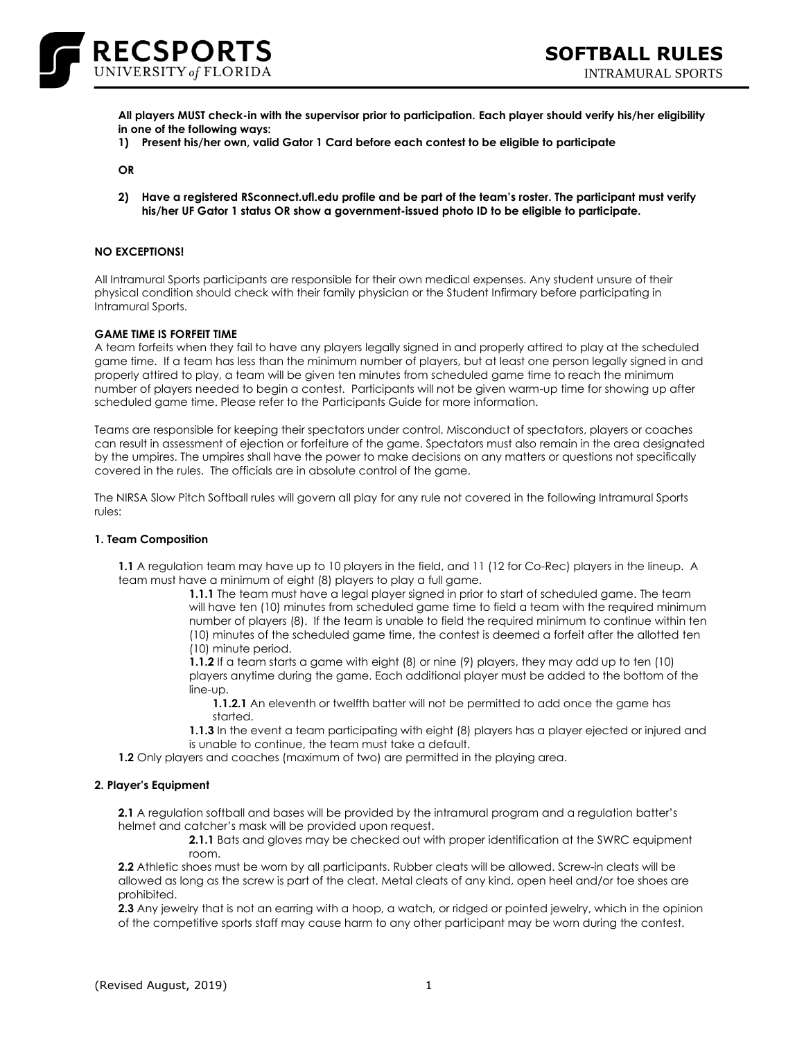# SOFTBALL RULES

INTRAMURAL SPORTS

**All players MUST check-in with the supervisor prior to participation. Each player should verify his/her eligibility in one of the following ways:**

1) **Present his/her own, valid Gator 1 Card before each contest to be eligible to participate**

**OR**

2) **Have a registered RSconnect.ufl.edu profile and be part of the team's roster. The participant must verify his/her UF Gator 1 status OR show a government-issued photo ID to be eligible to participate.**

**NO EXCEPTIONS!**

All Intramural Sports participants are responsible for their own medical expenses. Any student unsure of their physical condition should check with their family physician or the Student Infirmary before participating in Intramural Sports.

**GAME TIME IS FORFEIT TIME**

A team forfeits when they fail to have any players legally signed in and properly attired to play at the scheduled game time. If a team has less than the minimum number of players, but at least one person legally signed in and properly attired to play, a team will be given ten minutes from scheduled game time to reach the minimum number of players needed to begin a contest. Participants will not be given warm-up time for showing up after scheduled game time. Please refer to the Participants Guide for more information.

Teams are responsible for keeping their spectators under control. Misconduct of spectators, players or coaches can result in assessment of ejection or forfeiture of the game. Spectators must also remain in the area designated by the umpires. The umpires shall have the power to make decisions on any matters or questions not specifically covered in the rules. The officials are in absolute control of the game.

The NIRSA Slow Pitch Softball rules will govern all play for any rule not covered in the following Intramural Sports rules:

**1. Team Composition**

**1.1** A regulation team may have up to 10 players in the field, and 11 (12 for Co-Rec) players in the lineup. A team must have a minimum of eight (8) players to play a full game.

**1.1.1** The team must have a legal player signed in prior to start of scheduled game. The team will have ten (10) minutes from scheduled game time to field a team with the required minimum number of players (8). If the team is unable to field the required minimum to continue within ten (10) minutes of the scheduled game time, the contest is deemed a forfeit after the allotted ten (10) minute period.

**1.1.2** If a team starts a game with eight (8) or nine (9) players, they may add up to ten (10) players anytime during the game. Each additional player must be added to the bottom of the line-up.

**1.1.2.1** An eleventh or twelfth batter will not be permitted to add once the game has started.

**1.1.3** In the event a team participating with eight (8) players has a player ejected or injured and is unable to continue, the team must take a default.

**1.2** Only players and coaches (maximum of two) are permitted in the playing area.

**2. Player's Equipment**

**2.1** A regulation softball and bases will be provided by the intramural program and a regulation batter's helmet and catcher's mask will be provided upon request.

**2.1.1** Bats and gloves may be checked out with proper identification at the SWRC equipment room.

**2.2** Athletic shoes must be worn by all participants. Rubber cleats will be allowed. Screw-in cleats will be allowed as long as the screw is part of the cleat. Metal cleats of any kind, open heel and/or toe shoes are prohibited.

**2.3** Any jewelry that is not an earring with a hoop, a watch, or ridged or pointed jewelry, which in the opinion of the competitive sports staff may cause harm to any other participant may be worn during the contest.

(Revised August, 2019)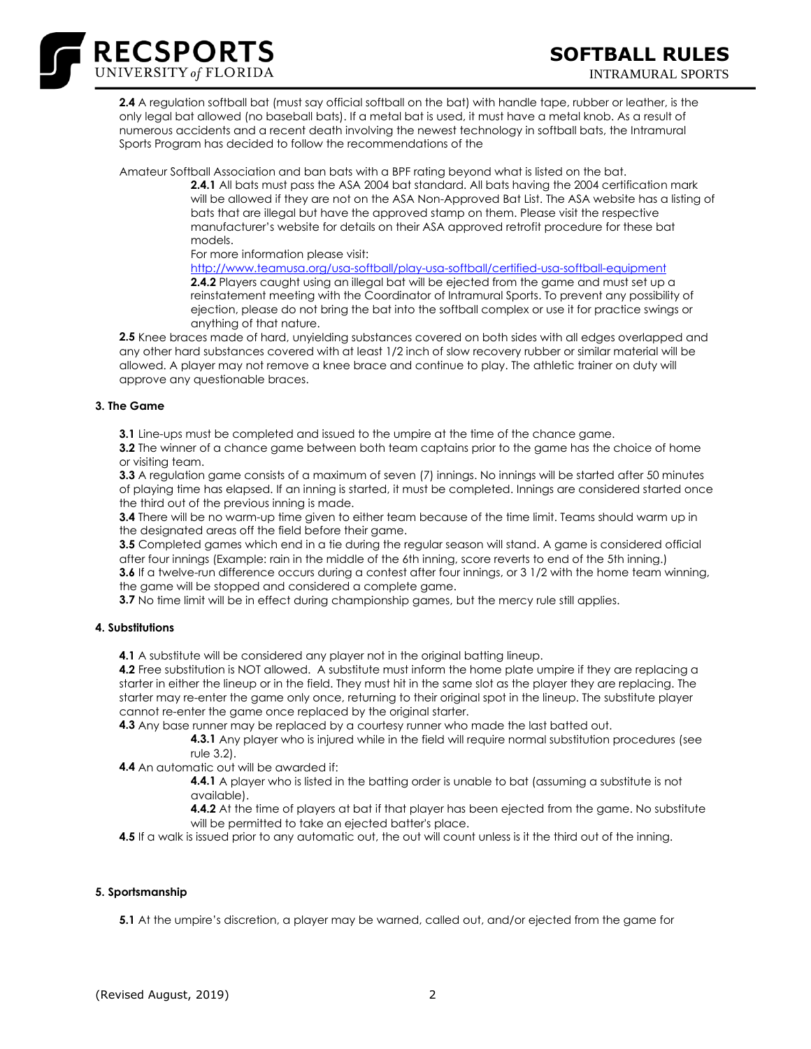**2.4** A regulation softball bat (must say official softball on the bat) with handle tape, rubber or leather, is the only legal bat allowed (no baseball bats). If a metal bat is used, it must have a metal knob. As a result of numerous accidents and a recent death involving the newest technology in softball bats, the Intramural Sports Program has decided to follow the recommendations of the

Amateur Softball Association and ban bats with a BPF rating beyond what is listed on the bat.

> **2.4.1** All bats must pass the ASA 2004 bat standard. All bats having the 2004 certification mark will be allowed if they are not on the ASA Non-Approved Bat List. The ASA website has a listing of bats that are illegal but have the approved stamp on them. Please visit the respective manufacturer's website for details on their ASA approved retrofit procedure for these bat models.
>
> For more information please visit:
>
> http://www.teamusa.org/usa-softball/play-usa-softball/certified-usa-softball-equipment
>
> **2.4.2** Players caught using an illegal bat will be ejected from the game and must set up a reinstatement meeting with the Coordinator of Intramural Sports. To prevent any possibility of ejection, please do not bring the bat into the softball complex or use it for practice swings or anything of that nature.

**2.5** Knee braces made of hard, unyielding substances covered on both sides with all edges overlapped and any other hard substances covered with at least 1/2 inch of slow recovery rubber or similar material will be allowed. A player may not remove a knee brace and continue to play. The athletic trainer on duty will approve any questionable braces.

#### 3. The Game

**3.1** Line-ups must be completed and issued to the umpire at the time of the chance game.

**3.2** The winner of a chance game between both team captains prior to the game has the choice of home or visiting team.

**3.3** A regulation game consists of a maximum of seven (7) innings. No innings will be started after 50 minutes of playing time has elapsed. If an inning is started, it must be completed. Innings are considered started once the third out of the previous inning is made.

**3.4** There will be no warm-up time given to either team because of the time limit. Teams should warm up in the designated areas off the field before their game.

**3.5** Completed games which end in a tie during the regular season will stand. A game is considered official after four innings (Example: rain in the middle of the 6th inning, score reverts to end of the 5th inning.)

**3.6** If a twelve-run difference occurs during a contest after four innings, or 3 1/2 with the home team winning, the game will be stopped and considered a complete game.

**3.7** No time limit will be in effect during championship games, but the mercy rule still applies.

#### 4. Substitutions

**4.1** A substitute will be considered any player not in the original batting lineup.

**4.2** Free substitution is NOT allowed. A substitute must inform the home plate umpire if they are replacing a starter in either the lineup or in the field. They must hit in the same slot as the player they are replacing. The starter may re-enter the game only once, returning to their original spot in the lineup. The substitute player cannot re-enter the game once replaced by the original starter.

**4.3** Any base runner may be replaced by a courtesy runner who made the last batted out.

> **4.3.1** Any player who is injured while in the field will require normal substitution procedures (see rule 3.2).

**4.4** An automatic out will be awarded if:

> **4.4.1** A player who is listed in the batting order is unable to bat (assuming a substitute is not available).
>
> **4.4.2** At the time of players at bat if that player has been ejected from the game. No substitute will be permitted to take an ejected batter's place.

**4.5** If a walk is issued prior to any automatic out, the out will count unless is it the third out of the inning.

#### 5. Sportsmanship

**5.1** At the umpire's discretion, a player may be warned, called out, and/or ejected from the game for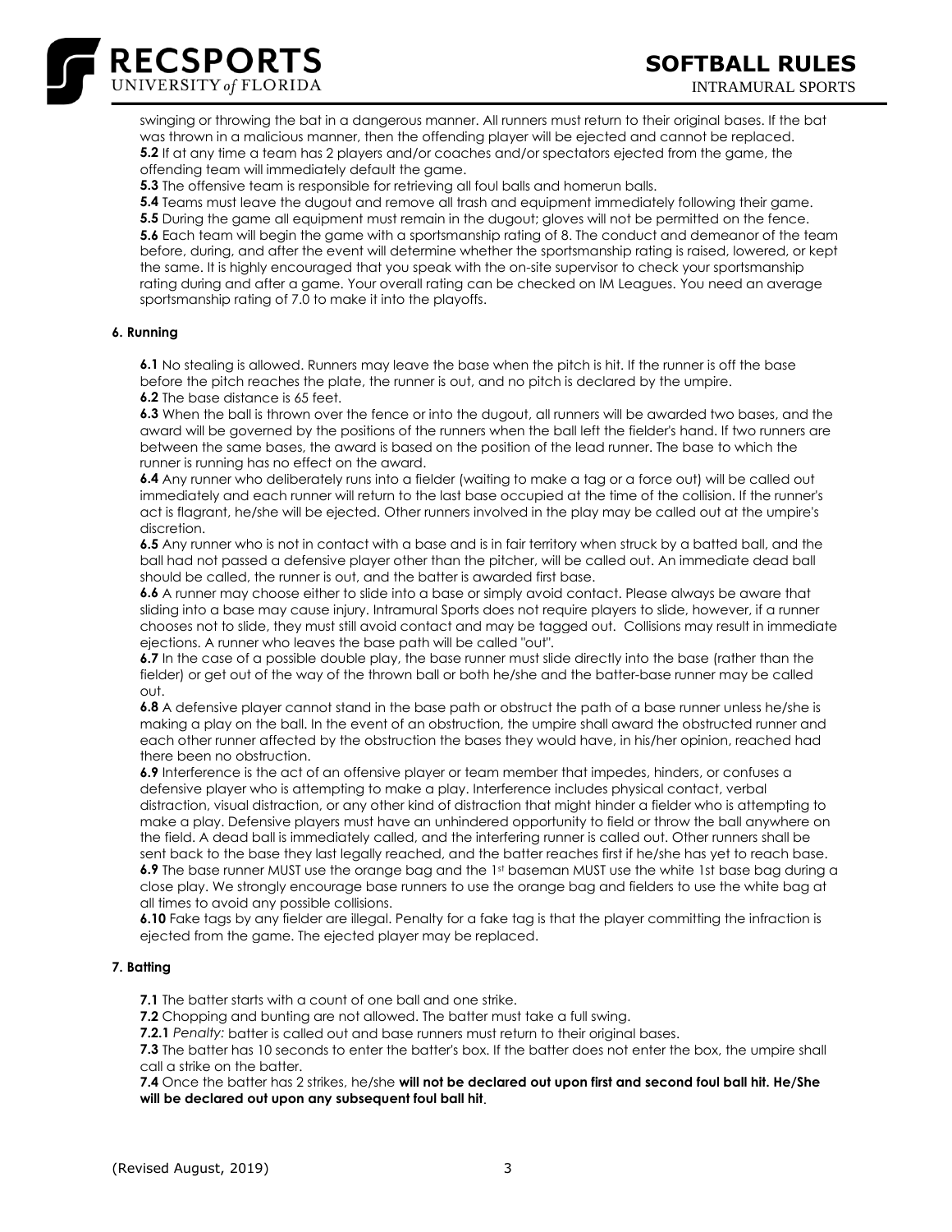swinging or throwing the bat in a dangerous manner. All runners must return to their original bases. If the bat was thrown in a malicious manner, then the offending player will be ejected and cannot be replaced.

**5.2** If at any time a team has 2 players and/or coaches and/or spectators ejected from the game, the offending team will immediately default the game.

**5.3** The offensive team is responsible for retrieving all foul balls and homerun balls.

**5.4** Teams must leave the dugout and remove all trash and equipment immediately following their game.

**5.5** During the game all equipment must remain in the dugout; gloves will not be permitted on the fence.

**5.6** Each team will begin the game with a sportsmanship rating of 8. The conduct and demeanor of the team before, during, and after the event will determine whether the sportsmanship rating is raised, lowered, or kept the same. It is highly encouraged that you speak with the on-site supervisor to check your sportsmanship rating during and after a game. Your overall rating can be checked on IM Leagues. You need an average sportsmanship rating of 7.0 to make it into the playoffs.

#### 6. Running

**6.1** No stealing is allowed. Runners may leave the base when the pitch is hit. If the runner is off the base before the pitch reaches the plate, the runner is out, and no pitch is declared by the umpire.

**6.2** The base distance is 65 feet.

**6.3** When the ball is thrown over the fence or into the dugout, all runners will be awarded two bases, and the award will be governed by the positions of the runners when the ball left the fielder's hand. If two runners are between the same bases, the award is based on the position of the lead runner. The base to which the runner is running has no effect on the award.

**6.4** Any runner who deliberately runs into a fielder (waiting to make a tag or a force out) will be called out immediately and each runner will return to the last base occupied at the time of the collision. If the runner's act is flagrant, he/she will be ejected. Other runners involved in the play may be called out at the umpire's discretion.

**6.5** Any runner who is not in contact with a base and is in fair territory when struck by a batted ball, and the ball had not passed a defensive player other than the pitcher, will be called out. An immediate dead ball should be called, the runner is out, and the batter is awarded first base.

**6.6** A runner may choose either to slide into a base or simply avoid contact. Please always be aware that sliding into a base may cause injury. Intramural Sports does not require players to slide, however, if a runner chooses not to slide, they must still avoid contact and may be tagged out. Collisions may result in immediate ejections. A runner who leaves the base path will be called "out".

**6.7** In the case of a possible double play, the base runner must slide directly into the base (rather than the fielder) or get out of the way of the thrown ball or both he/she and the batter-base runner may be called out.

**6.8** A defensive player cannot stand in the base path or obstruct the path of a base runner unless he/she is making a play on the ball. In the event of an obstruction, the umpire shall award the obstructed runner and each other runner affected by the obstruction the bases they would have, in his/her opinion, reached had there been no obstruction.

**6.9** Interference is the act of an offensive player or team member that impedes, hinders, or confuses a defensive player who is attempting to make a play. Interference includes physical contact, verbal distraction, visual distraction, or any other kind of distraction that might hinder a fielder who is attempting to make a play. Defensive players must have an unhindered opportunity to field or throw the ball anywhere on the field. A dead ball is immediately called, and the interfering runner is called out. Other runners shall be sent back to the base they last legally reached, and the batter reaches first if he/she has yet to reach base.

**6.9** The base runner MUST use the orange bag and the 1st baseman MUST use the white 1st base bag during a close play. We strongly encourage base runners to use the orange bag and fielders to use the white bag at all times to avoid any possible collisions.

**6.10** Fake tags by any fielder are illegal. Penalty for a fake tag is that the player committing the infraction is ejected from the game. The ejected player may be replaced.

#### 7. Batting

**7.1** The batter starts with a count of one ball and one strike.

**7.2** Chopping and bunting are not allowed. The batter must take a full swing.

**7.2.1** *Penalty:* batter is called out and base runners must return to their original bases.

**7.3** The batter has 10 seconds to enter the batter's box. If the batter does not enter the box, the umpire shall call a strike on the batter.

**7.4** Once the batter has 2 strikes, he/she **will not be declared out upon first and second foul ball hit. He/She will be declared out upon any subsequent foul ball hit**.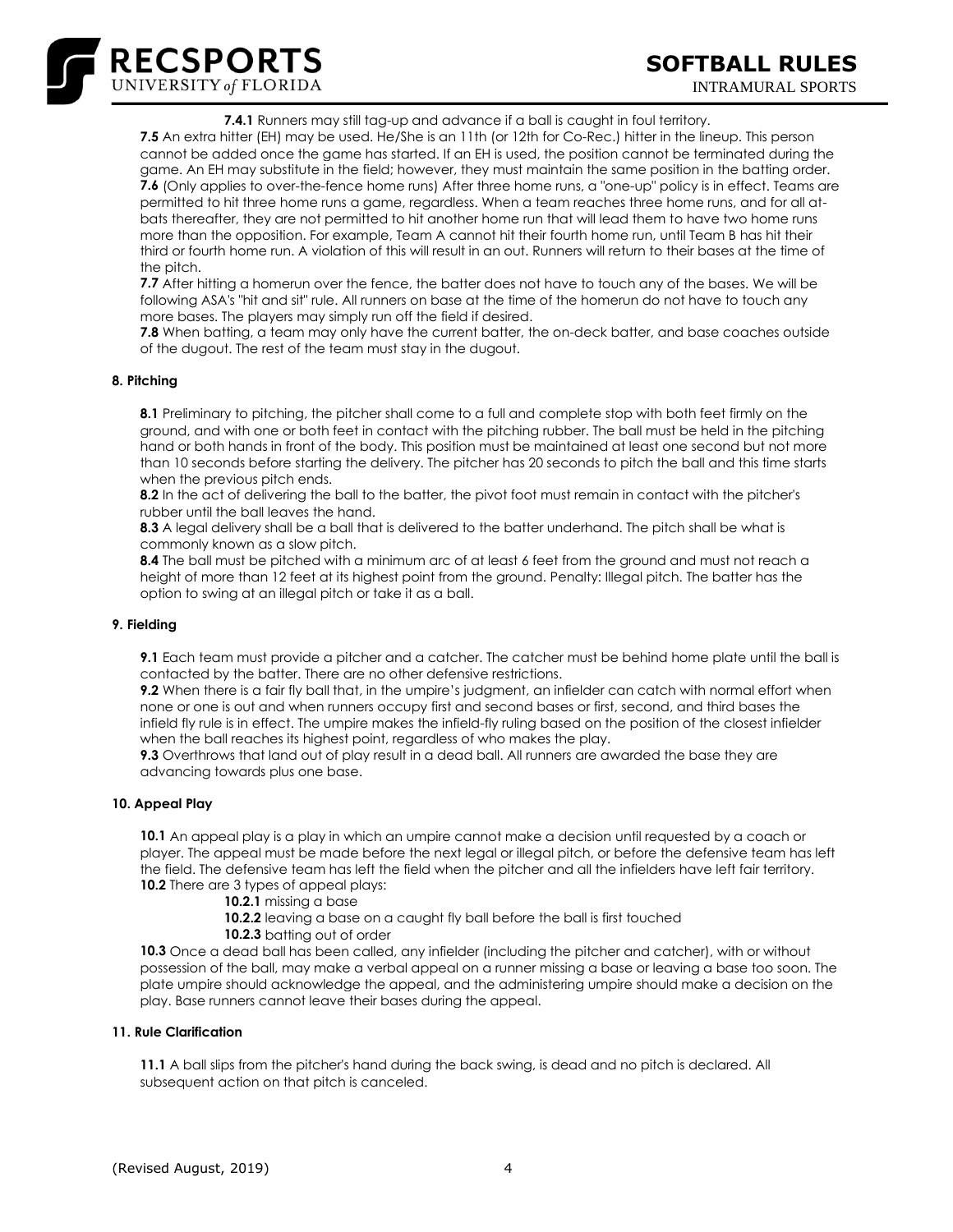**7.4.1** Runners may still tag-up and advance if a ball is caught in foul territory.

**7.5** An extra hitter (EH) may be used. He/She is an 11th (or 12th for Co-Rec.) hitter in the lineup. This person cannot be added once the game has started. If an EH is used, the position cannot be terminated during the game. An EH may substitute in the field; however, they must maintain the same position in the batting order.

**7.6** (Only applies to over-the-fence home runs) After three home runs, a "one-up" policy is in effect. Teams are permitted to hit three home runs a game, regardless. When a team reaches three home runs, and for all at-bats thereafter, they are not permitted to hit another home run that will lead them to have two home runs more than the opposition. For example, Team A cannot hit their fourth home run, until Team B has hit their third or fourth home run. A violation of this will result in an out. Runners will return to their bases at the time of the pitch.

**7.7** After hitting a homerun over the fence, the batter does not have to touch any of the bases. We will be following ASA's "hit and sit" rule. All runners on base at the time of the homerun do not have to touch any more bases. The players may simply run off the field if desired.

**7.8** When batting, a team may only have the current batter, the on-deck batter, and base coaches outside of the dugout. The rest of the team must stay in the dugout.

### 8. Pitching

**8.1** Preliminary to pitching, the pitcher shall come to a full and complete stop with both feet firmly on the ground, and with one or both feet in contact with the pitching rubber. The ball must be held in the pitching hand or both hands in front of the body. This position must be maintained at least one second but not more than 10 seconds before starting the delivery. The pitcher has 20 seconds to pitch the ball and this time starts when the previous pitch ends.

**8.2** In the act of delivering the ball to the batter, the pivot foot must remain in contact with the pitcher's rubber until the ball leaves the hand.

**8.3** A legal delivery shall be a ball that is delivered to the batter underhand. The pitch shall be what is commonly known as a slow pitch.

**8.4** The ball must be pitched with a minimum arc of at least 6 feet from the ground and must not reach a height of more than 12 feet at its highest point from the ground. Penalty: Illegal pitch. The batter has the option to swing at an illegal pitch or take it as a ball.

### 9. Fielding

**9.1** Each team must provide a pitcher and a catcher. The catcher must be behind home plate until the ball is contacted by the batter. There are no other defensive restrictions.

**9.2** When there is a fair fly ball that, in the umpire's judgment, an infielder can catch with normal effort when none or one is out and when runners occupy first and second bases or first, second, and third bases the infield fly rule is in effect. The umpire makes the infield-fly ruling based on the position of the closest infielder when the ball reaches its highest point, regardless of who makes the play.

**9.3** Overthrows that land out of play result in a dead ball. All runners are awarded the base they are advancing towards plus one base.

### 10. Appeal Play

**10.1** An appeal play is a play in which an umpire cannot make a decision until requested by a coach or player. The appeal must be made before the next legal or illegal pitch, or before the defensive team has left the field. The defensive team has left the field when the pitcher and all the infielders have left fair territory.

**10.2** There are 3 types of appeal plays:

- **10.2.1** missing a base
- **10.2.2** leaving a base on a caught fly ball before the ball is first touched
- **10.2.3** batting out of order

**10.3** Once a dead ball has been called, any infielder (including the pitcher and catcher), with or without possession of the ball, may make a verbal appeal on a runner missing a base or leaving a base too soon. The plate umpire should acknowledge the appeal, and the administering umpire should make a decision on the play. Base runners cannot leave their bases during the appeal.

### 11. Rule Clarification

**11.1** A ball slips from the pitcher's hand during the back swing, is dead and no pitch is declared. All subsequent action on that pitch is canceled.

(Revised August, 2019)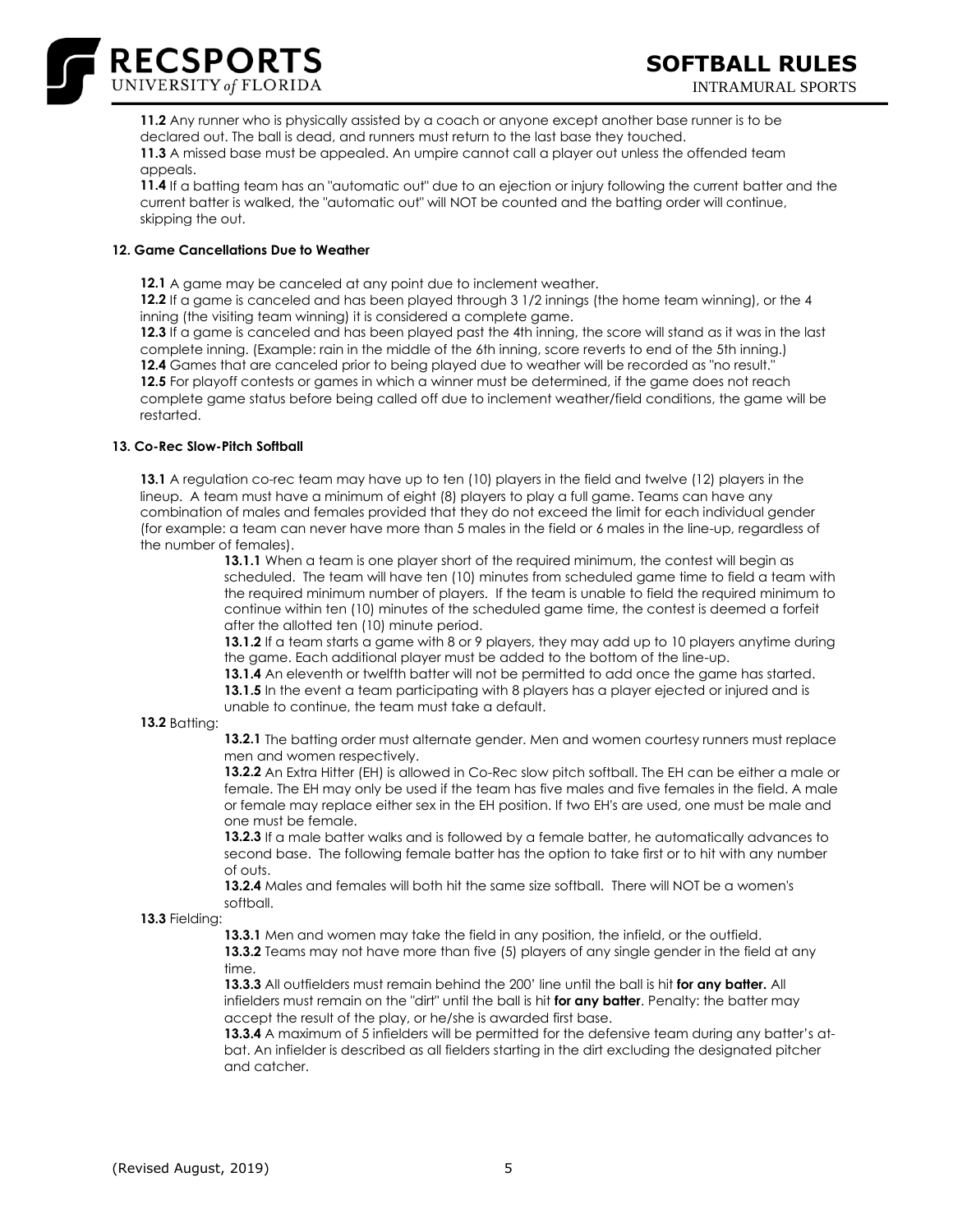**11.2** Any runner who is physically assisted by a coach or anyone except another base runner is to be declared out. The ball is dead, and runners must return to the last base they touched.
**11.3** A missed base must be appealed. An umpire cannot call a player out unless the offended team appeals.
**11.4** If a batting team has an "automatic out" due to an ejection or injury following the current batter and the current batter is walked, the "automatic out" will NOT be counted and the batting order will continue, skipping the out.

#### 12. Game Cancellations Due to Weather

**12.1** A game may be canceled at any point due to inclement weather.
**12.2** If a game is canceled and has been played through 3 1/2 innings (the home team winning), or the 4 inning (the visiting team winning) it is considered a complete game.
**12.3** If a game is canceled and has been played past the 4th inning, the score will stand as it was in the last complete inning. (Example: rain in the middle of the 6th inning, score reverts to end of the 5th inning.)
**12.4** Games that are canceled prior to being played due to weather will be recorded as "no result."
**12.5** For playoff contests or games in which a winner must be determined, if the game does not reach complete game status before being called off due to inclement weather/field conditions, the game will be restarted.

#### 13. Co-Rec Slow-Pitch Softball

**13.1** A regulation co-rec team may have up to ten (10) players in the field and twelve (12) players in the lineup. A team must have a minimum of eight (8) players to play a full game. Teams can have any combination of males and females provided that they do not exceed the limit for each individual gender (for example: a team can never have more than 5 males in the field or 6 males in the line-up, regardless of the number of females).

> **13.1.1** When a team is one player short of the required minimum, the contest will begin as scheduled. The team will have ten (10) minutes from scheduled game time to field a team with the required minimum number of players. If the team is unable to field the required minimum to continue within ten (10) minutes of the scheduled game time, the contest is deemed a forfeit after the allotted ten (10) minute period.
> **13.1.2** If a team starts a game with 8 or 9 players, they may add up to 10 players anytime during the game. Each additional player must be added to the bottom of the line-up.
> **13.1.4** An eleventh or twelfth batter will not be permitted to add once the game has started.
> **13.1.5** In the event a team participating with 8 players has a player ejected or injured and is unable to continue, the team must take a default.

**13.2** Batting:

> **13.2.1** The batting order must alternate gender. Men and women courtesy runners must replace men and women respectively.
> **13.2.2** An Extra Hitter (EH) is allowed in Co-Rec slow pitch softball. The EH can be either a male or female. The EH may only be used if the team has five males and five females in the field. A male or female may replace either sex in the EH position. If two EH's are used, one must be male and one must be female.
> **13.2.3** If a male batter walks and is followed by a female batter, he automatically advances to second base. The following female batter has the option to take first or to hit with any number of outs.
> **13.2.4** Males and females will both hit the same size softball. There will NOT be a women's softball.

**13.3** Fielding:

> **13.3.1** Men and women may take the field in any position, the infield, or the outfield.
> **13.3.2** Teams may not have more than five (5) players of any single gender in the field at any time.
> **13.3.3** All outfielders must remain behind the 200' line until the ball is hit **for any batter.** All infielders must remain on the "dirt" until the ball is hit **for any batter**. Penalty: the batter may accept the result of the play, or he/she is awarded first base.
> **13.3.4** A maximum of 5 infielders will be permitted for the defensive team during any batter's at-bat. An infielder is described as all fielders starting in the dirt excluding the designated pitcher and catcher.

(Revised August, 2019)